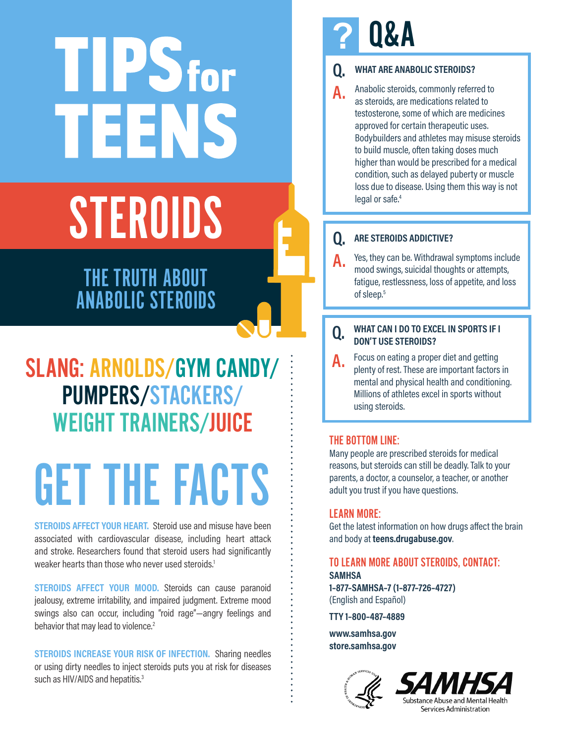# TIPS for TEENS

# STEROIDS

## THE TRUTH ABOUT ANABOLIC STEROIDS

**SLANG: ARNOLDS/GYM CANDY/PUMPERS/STACKERS/WEIGHT TRAINERS/JUICE**

# GET THE FACTS

**STEROIDS AFFECT YOUR HEART.** Steroid use and misuse have been associated with cardiovascular disease, including heart attack and stroke. Researchers found that steroid users had significantly weaker hearts than those who never used steroids.[1]

**STEROIDS AFFECT YOUR MOOD.** Steroids can cause paranoid jealousy, extreme irritability, and impaired judgment. Extreme mood swings also can occur, including "roid rage"—angry feelings and behavior that may lead to violence.[2]

**STEROIDS INCREASE YOUR RISK OF INFECTION.** Sharing needles or using dirty needles to inject steroids puts you at risk for diseases such as HIV/AIDS and hepatitis.[3]

## ? Q&A

**Q. WHAT ARE ANABOLIC STEROIDS?**

**A.** Anabolic steroids, commonly referred to as steroids, are medications related to testosterone, some of which are medicines approved for certain therapeutic uses. Bodybuilders and athletes may misuse steroids to build muscle, often taking doses much higher than would be prescribed for a medical condition, such as delayed puberty or muscle loss due to disease. Using them this way is not legal or safe.[4]

**Q. ARE STEROIDS ADDICTIVE?**

**A.** Yes, they can be. Withdrawal symptoms include mood swings, suicidal thoughts or attempts, fatigue, restlessness, loss of appetite, and loss of sleep.[5]

**Q. WHAT CAN I DO TO EXCEL IN SPORTS IF I DON'T USE STEROIDS?**

**A.** Focus on eating a proper diet and getting plenty of rest. These are important factors in mental and physical health and conditioning. Millions of athletes excel in sports without using steroids.

### THE BOTTOM LINE:

Many people are prescribed steroids for medical reasons, but steroids can still be deadly. Talk to your parents, a doctor, a counselor, a teacher, or another adult you trust if you have questions.

### LEARN MORE:

Get the latest information on how drugs affect the brain and body at **teens.drugabuse.gov**.

### TO LEARN MORE ABOUT STEROIDS, CONTACT:

**SAMHSA**
**1-877-SAMHSA-7 (1-877-726-4727)**
(English and Español)

**TTY 1-800-487-4889**

**www.samhsa.gov**
**store.samhsa.gov**

SAMHSA
Substance Abuse and Mental Health Services Administration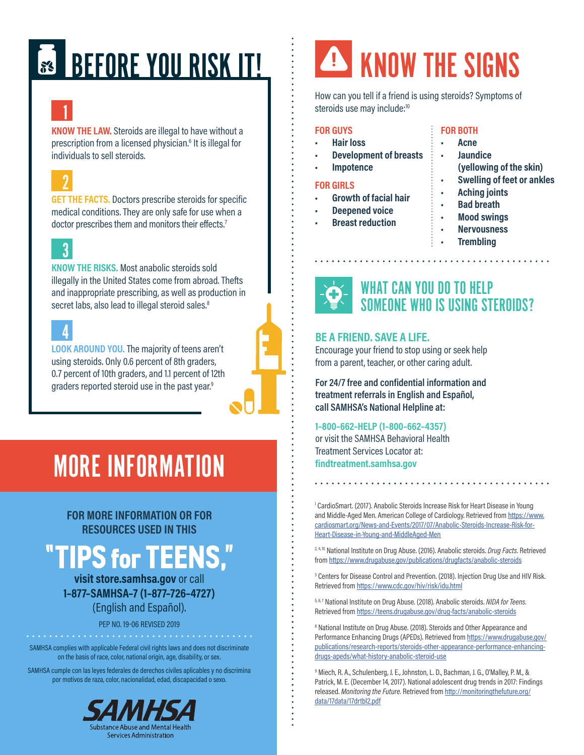# BEFORE YOU RISK IT!

1

**KNOW THE LAW.** Steroids are illegal to have without a prescription from a licensed physician.[6] It is illegal for individuals to sell steroids.

2

**GET THE FACTS.** Doctors prescribe steroids for specific medical conditions. They are only safe for use when a doctor prescribes them and monitors their effects.[7]

3

**KNOW THE RISKS.** Most anabolic steroids sold illegally in the United States come from abroad. Thefts and inappropriate prescribing, as well as production in secret labs, also lead to illegal steroid sales.[8]

4

**LOOK AROUND YOU.** The majority of teens aren't using steroids. Only 0.6 percent of 8th graders, 0.7 percent of 10th graders, and 1.1 percent of 12th graders reported steroid use in the past year.[9]

# MORE INFORMATION

**FOR MORE INFORMATION OR FOR RESOURCES USED IN THIS**

## "TIPS for TEENS,"

**visit store.samhsa.gov** or call **1-877-SAMHSA-7 (1-877-726-4727)** (English and Español).

PEP NO. 19-06 REVISED 2019

SAMHSA complies with applicable Federal civil rights laws and does not discriminate on the basis of race, color, national origin, age, disability, or sex.

SAMHSA cumple con las leyes federales de derechos civiles aplicables y no discrimina por motivos de raza, color, nacionalidad, edad, discapacidad o sexo.

SAMHSA
Substance Abuse and Mental Health Services Administration

# KNOW THE SIGNS

How can you tell if a friend is using steroids? Symptoms of steroids use may include:[10]

**FOR GUYS**

- **Hair loss**
- **Development of breasts**
- **Impotence**

**FOR GIRLS**

- **Growth of facial hair**
- **Deepened voice**
- **Breast reduction**

**FOR BOTH**

- **Acne**
- **Jaundice (yellowing of the skin)**
- **Swelling of feet or ankles**
- **Aching joints**
- **Bad breath**
- **Mood swings**
- **Nervousness**
- **Trembling**

## WHAT CAN YOU DO TO HELP SOMEONE WHO IS USING STEROIDS?

**BE A FRIEND. SAVE A LIFE.**

Encourage your friend to stop using or seek help from a parent, teacher, or other caring adult.

**For 24/7 free and confidential information and treatment referrals in English and Español, call SAMHSA's National Helpline at:**

**1-800-662-HELP (1-800-662-4357)**
or visit the SAMHSA Behavioral Health Treatment Services Locator at:
**findtreatment.samhsa.gov**

[1] CardioSmart. (2017). Anabolic Steroids Increase Risk for Heart Disease in Young and Middle-Aged Men. American College of Cardiology. Retrieved from https://www.cardiosmart.org/News-and-Events/2017/07/Anabolic-Steroids-Increase-Risk-for-Heart-Disease-in-Young-and-MiddleAged-Men

[2, 4, 10] National Institute on Drug Abuse. (2016). Anabolic steroids. *Drug Facts.* Retrieved from https://www.drugabuse.gov/publications/drugfacts/anabolic-steroids

[3] Centers for Disease Control and Prevention. (2018). Injection Drug Use and HIV Risk. Retrieved from https://www.cdc.gov/hiv/risk/idu.html

[5, 6, 7] National Institute on Drug Abuse. (2018). Anabolic steroids. *NIDA for Teens.* Retrieved from https://teens.drugabuse.gov/drug-facts/anabolic-steroids

[8] National Institute on Drug Abuse. (2018). Steroids and Other Appearance and Performance Enhancing Drugs (APEDs). Retrieved from https://www.drugabuse.gov/publications/research-reports/steroids-other-appearance-performance-enhancing-drugs-apeds/what-history-anabolic-steroid-use

[9] Miech, R. A., Schulenberg, J. E., Johnston, L. D., Bachman, J. G., O'Malley, P. M., & Patrick, M. E. (December 14, 2017). National adolescent drug trends in 2017: Findings released. *Monitoring the Future.* Retrieved from http://monitoringthefuture.org/data/17data/17drtbl2.pdf